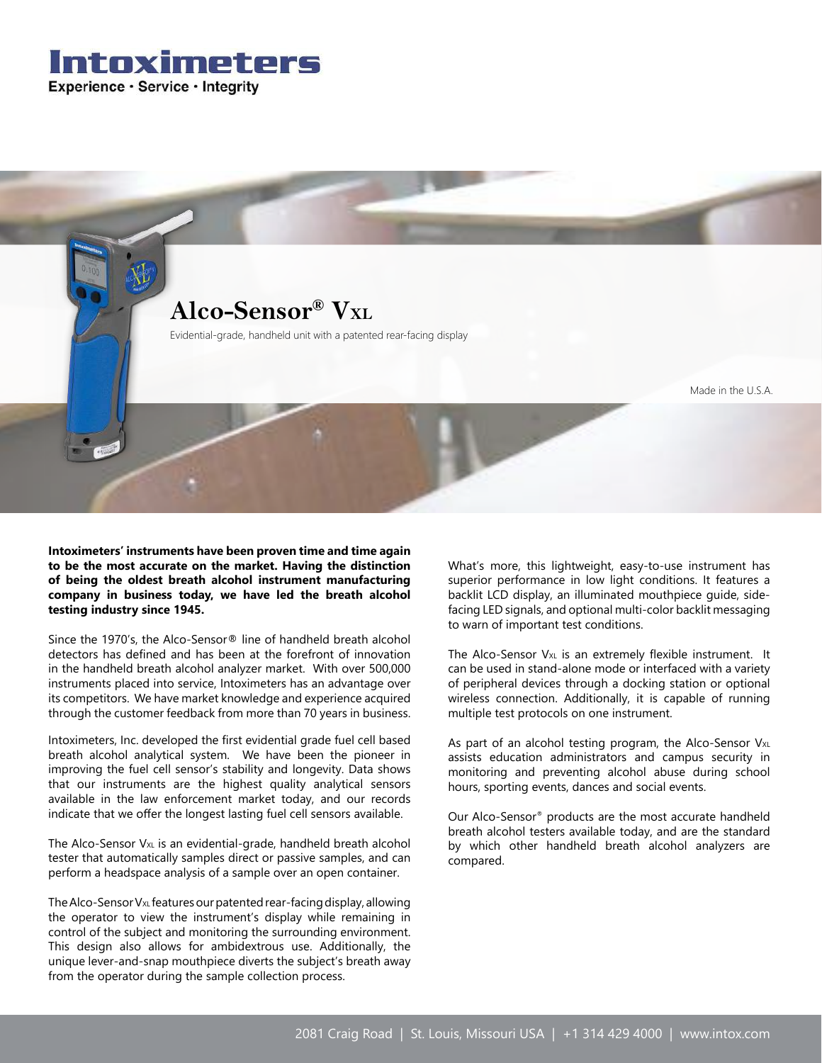# Intoximeters

Experience · Service · Integrity

## Alco-Sensor® VXL

Evidential-grade, handheld unit with a patented rear-facing display

Made in the U.S.A.

**Intoximeters' instruments have been proven time and time again to be the most accurate on the market. Having the distinction of being the oldest breath alcohol instrument manufacturing company in business today, we have led the breath alcohol testing industry since 1945.**

Since the 1970's, the Alco-Sensor® line of handheld breath alcohol detectors has defined and has been at the forefront of innovation in the handheld breath alcohol analyzer market. With over 500,000 instruments placed into service, Intoximeters has an advantage over its competitors. We have market knowledge and experience acquired through the customer feedback from more than 70 years in business.

Intoximeters, Inc. developed the first evidential grade fuel cell based breath alcohol analytical system. We have been the pioneer in improving the fuel cell sensor's stability and longevity. Data shows that our instruments are the highest quality analytical sensors available in the law enforcement market today, and our records indicate that we offer the longest lasting fuel cell sensors available.

The Alco-Sensor VXL is an evidential-grade, handheld breath alcohol tester that automatically samples direct or passive samples, and can perform a headspace analysis of a sample over an open container.

The Alco-Sensor VXL features our patented rear-facing display, allowing the operator to view the instrument's display while remaining in control of the subject and monitoring the surrounding environment. This design also allows for ambidextrous use. Additionally, the unique lever-and-snap mouthpiece diverts the subject's breath away from the operator during the sample collection process.

What's more, this lightweight, easy-to-use instrument has superior performance in low light conditions. It features a backlit LCD display, an illuminated mouthpiece guide, side-facing LED signals, and optional multi-color backlit messaging to warn of important test conditions.

The Alco-Sensor VXL is an extremely flexible instrument. It can be used in stand-alone mode or interfaced with a variety of peripheral devices through a docking station or optional wireless connection. Additionally, it is capable of running multiple test protocols on one instrument.

As part of an alcohol testing program, the Alco-Sensor VXL assists education administrators and campus security in monitoring and preventing alcohol abuse during school hours, sporting events, dances and social events.

Our Alco-Sensor® products are the most accurate handheld breath alcohol testers available today, and are the standard by which other handheld breath alcohol analyzers are compared.

2081 Craig Road | St. Louis, Missouri USA | +1 314 429 4000 | www.intox.com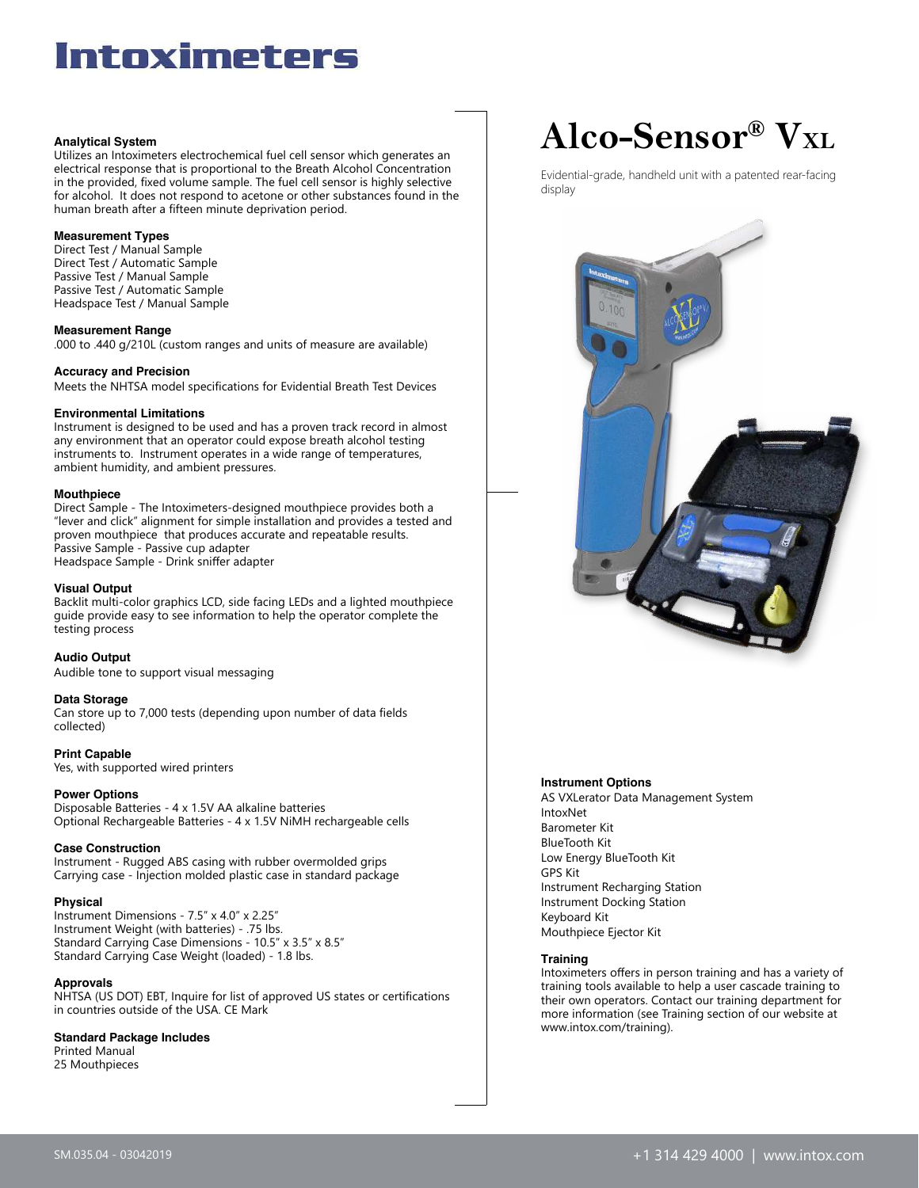# Intoximeters

## Alco-Sensor® VXL

Evidential-grade, handheld unit with a patented rear-facing display

**Analytical System**
Utilizes an Intoximeters electrochemical fuel cell sensor which generates an electrical response that is proportional to the Breath Alcohol Concentration in the provided, fixed volume sample. The fuel cell sensor is highly selective for alcohol. It does not respond to acetone or other substances found in the human breath after a fifteen minute deprivation period.

**Measurement Types**
Direct Test / Manual Sample
Direct Test / Automatic Sample
Passive Test / Manual Sample
Passive Test / Automatic Sample
Headspace Test / Manual Sample

**Measurement Range**
.000 to .440 g/210L (custom ranges and units of measure are available)

**Accuracy and Precision**
Meets the NHTSA model specifications for Evidential Breath Test Devices

**Environmental Limitations**
Instrument is designed to be used and has a proven track record in almost any environment that an operator could expose breath alcohol testing instruments to. Instrument operates in a wide range of temperatures, ambient humidity, and ambient pressures.

**Mouthpiece**
Direct Sample - The Intoximeters-designed mouthpiece provides both a "lever and click" alignment for simple installation and provides a tested and proven mouthpiece that produces accurate and repeatable results.
Passive Sample - Passive cup adapter
Headspace Sample - Drink sniffer adapter

**Visual Output**
Backlit multi-color graphics LCD, side facing LEDs and a lighted mouthpiece guide provide easy to see information to help the operator complete the testing process

**Audio Output**
Audible tone to support visual messaging

**Data Storage**
Can store up to 7,000 tests (depending upon number of data fields collected)

**Print Capable**
Yes, with supported wired printers

**Power Options**
Disposable Batteries - 4 x 1.5V AA alkaline batteries
Optional Rechargeable Batteries - 4 x 1.5V NiMH rechargeable cells

**Case Construction**
Instrument - Rugged ABS casing with rubber overmolded grips
Carrying case - Injection molded plastic case in standard package

**Physical**
Instrument Dimensions - 7.5" x 4.0" x 2.25"
Instrument Weight (with batteries) - .75 lbs.
Standard Carrying Case Dimensions - 10.5" x 3.5" x 8.5"
Standard Carrying Case Weight (loaded) - 1.8 lbs.

**Approvals**
NHTSA (US DOT) EBT, Inquire for list of approved US states or certifications in countries outside of the USA. CE Mark

**Standard Package Includes**
Printed Manual
25 Mouthpieces

**Instrument Options**
AS VXLerator Data Management System
IntoxNet
Barometer Kit
BlueTooth Kit
Low Energy BlueTooth Kit
GPS Kit
Instrument Recharging Station
Instrument Docking Station
Keyboard Kit
Mouthpiece Ejector Kit

**Training**
Intoximeters offers in person training and has a variety of training tools available to help a user cascade training to their own operators. Contact our training department for more information (see Training section of our website at www.intox.com/training).

SM.035.04 - 03042019

+1 314 429 4000 | www.intox.com